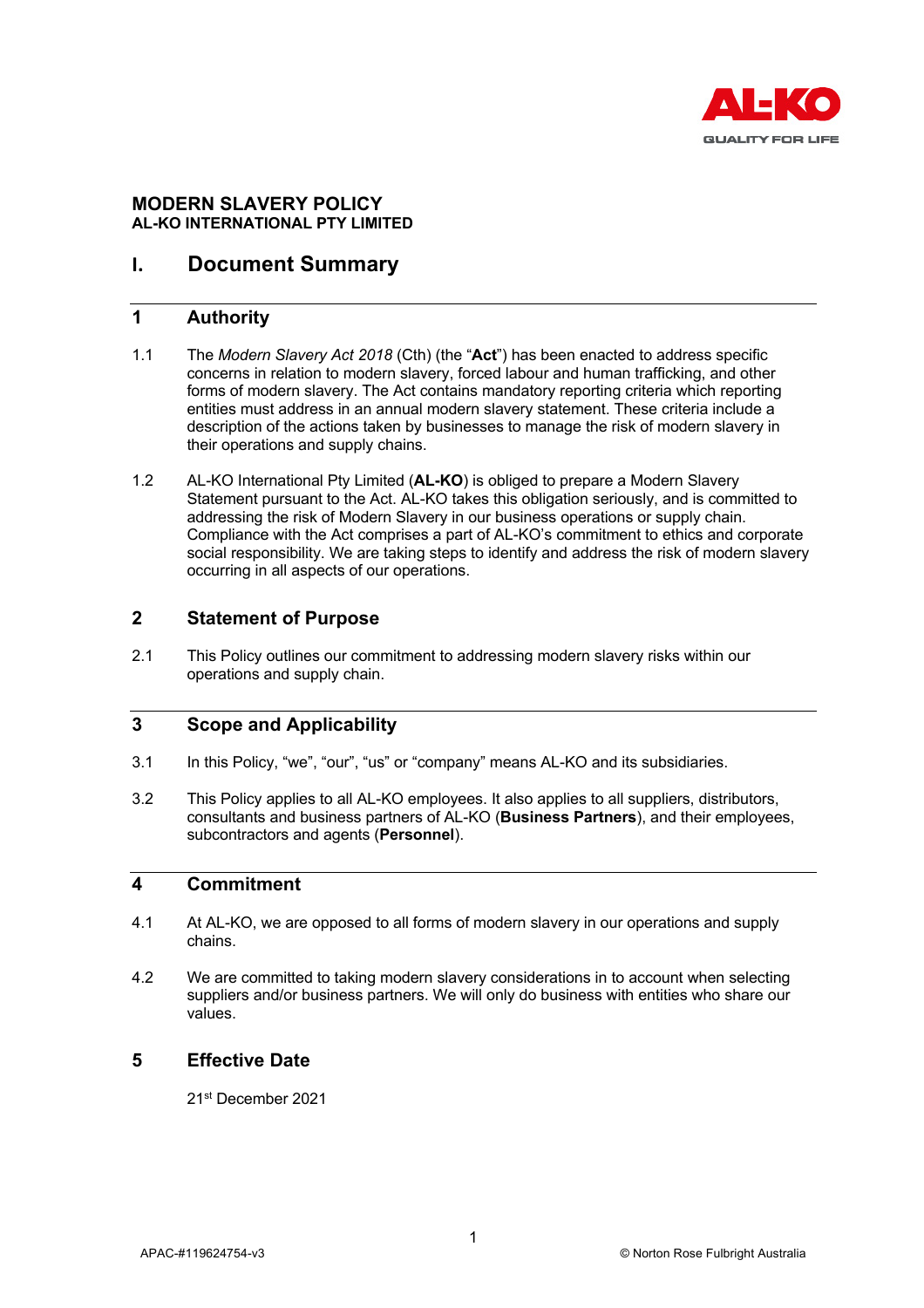**MODERN SLAVERY POLICY**
**AL-KO INTERNATIONAL PTY LIMITED**

# I. Document Summary

## 1 Authority

1.1 The *Modern Slavery Act 2018* (Cth) (the "**Act**") has been enacted to address specific concerns in relation to modern slavery, forced labour and human trafficking, and other forms of modern slavery. The Act contains mandatory reporting criteria which reporting entities must address in an annual modern slavery statement. These criteria include a description of the actions taken by businesses to manage the risk of modern slavery in their operations and supply chains.

1.2 AL-KO International Pty Limited (**AL-KO**) is obliged to prepare a Modern Slavery Statement pursuant to the Act. AL-KO takes this obligation seriously, and is committed to addressing the risk of Modern Slavery in our business operations or supply chain. Compliance with the Act comprises a part of AL-KO's commitment to ethics and corporate social responsibility. We are taking steps to identify and address the risk of modern slavery occurring in all aspects of our operations.

## 2 Statement of Purpose

2.1 This Policy outlines our commitment to addressing modern slavery risks within our operations and supply chain.

## 3 Scope and Applicability

3.1 In this Policy, "we", "our", "us" or "company" means AL-KO and its subsidiaries.

3.2 This Policy applies to all AL-KO employees. It also applies to all suppliers, distributors, consultants and business partners of AL-KO (**Business Partners**), and their employees, subcontractors and agents (**Personnel**).

## 4 Commitment

4.1 At AL-KO, we are opposed to all forms of modern slavery in our operations and supply chains.

4.2 We are committed to taking modern slavery considerations in to account when selecting suppliers and/or business partners. We will only do business with entities who share our values.

## 5 Effective Date

21st December 2021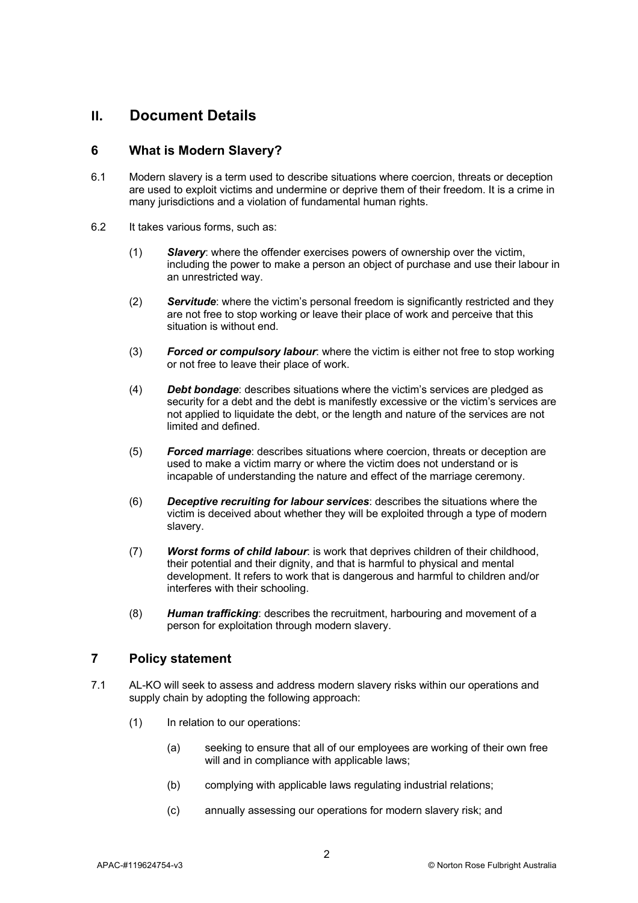# II. Document Details

## 6 What is Modern Slavery?

6.1 Modern slavery is a term used to describe situations where coercion, threats or deception are used to exploit victims and undermine or deprive them of their freedom. It is a crime in many jurisdictions and a violation of fundamental human rights.

6.2 It takes various forms, such as:

(1) ***Slavery***: where the offender exercises powers of ownership over the victim, including the power to make a person an object of purchase and use their labour in an unrestricted way.

(2) ***Servitude***: where the victim's personal freedom is significantly restricted and they are not free to stop working or leave their place of work and perceive that this situation is without end.

(3) ***Forced or compulsory labour***: where the victim is either not free to stop working or not free to leave their place of work.

(4) ***Debt bondage***: describes situations where the victim's services are pledged as security for a debt and the debt is manifestly excessive or the victim's services are not applied to liquidate the debt, or the length and nature of the services are not limited and defined.

(5) ***Forced marriage***: describes situations where coercion, threats or deception are used to make a victim marry or where the victim does not understand or is incapable of understanding the nature and effect of the marriage ceremony.

(6) ***Deceptive recruiting for labour services***: describes the situations where the victim is deceived about whether they will be exploited through a type of modern slavery.

(7) ***Worst forms of child labour***: is work that deprives children of their childhood, their potential and their dignity, and that is harmful to physical and mental development. It refers to work that is dangerous and harmful to children and/or interferes with their schooling.

(8) ***Human trafficking***: describes the recruitment, harbouring and movement of a person for exploitation through modern slavery.

## 7 Policy statement

7.1 AL-KO will seek to assess and address modern slavery risks within our operations and supply chain by adopting the following approach:

(1) In relation to our operations:

(a) seeking to ensure that all of our employees are working of their own free will and in compliance with applicable laws;

(b) complying with applicable laws regulating industrial relations;

(c) annually assessing our operations for modern slavery risk; and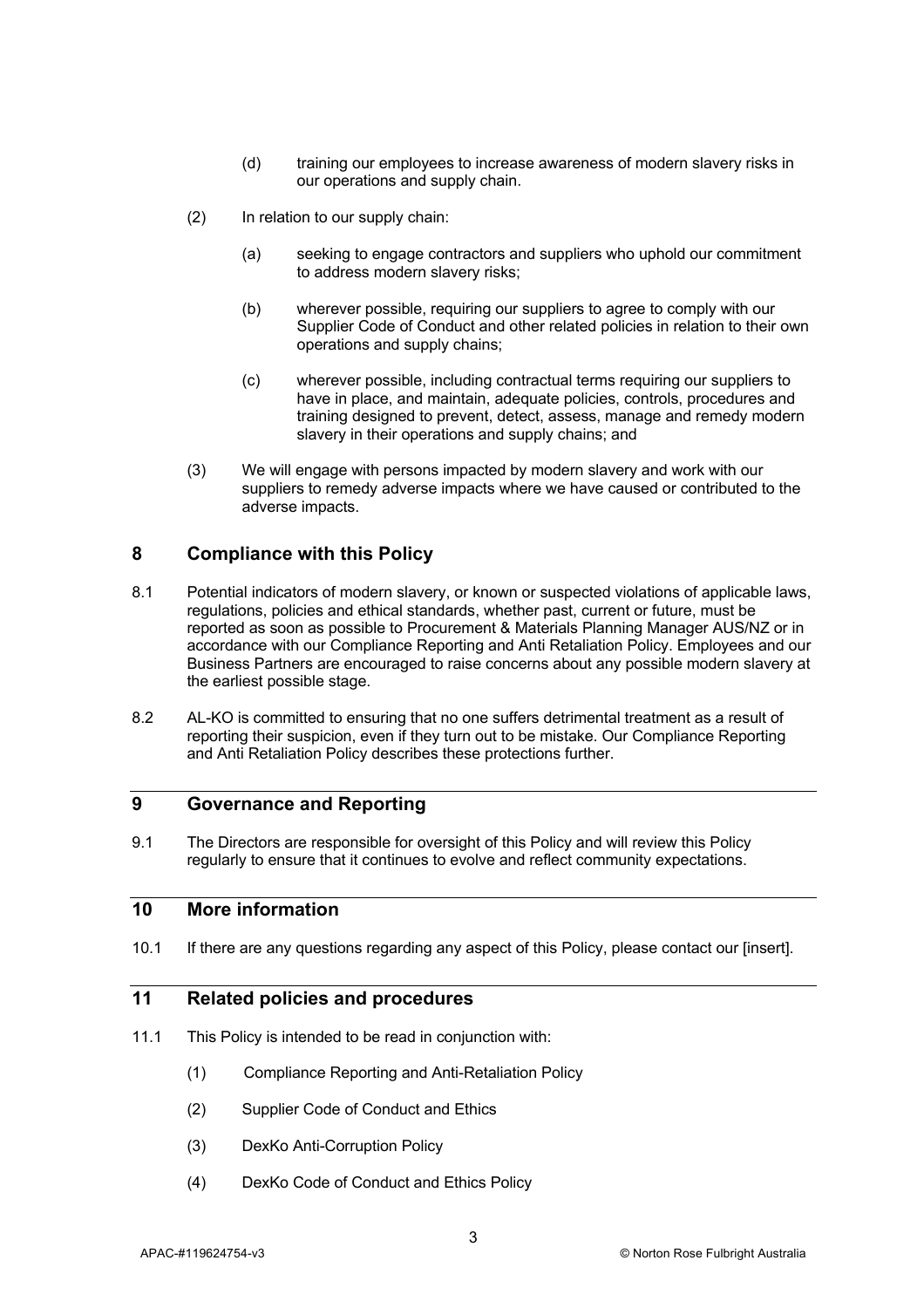(d) training our employees to increase awareness of modern slavery risks in our operations and supply chain.

(2) In relation to our supply chain:

(a) seeking to engage contractors and suppliers who uphold our commitment to address modern slavery risks;

(b) wherever possible, requiring our suppliers to agree to comply with our Supplier Code of Conduct and other related policies in relation to their own operations and supply chains;

(c) wherever possible, including contractual terms requiring our suppliers to have in place, and maintain, adequate policies, controls, procedures and training designed to prevent, detect, assess, manage and remedy modern slavery in their operations and supply chains; and

(3) We will engage with persons impacted by modern slavery and work with our suppliers to remedy adverse impacts where we have caused or contributed to the adverse impacts.

## 8 Compliance with this Policy

8.1 Potential indicators of modern slavery, or known or suspected violations of applicable laws, regulations, policies and ethical standards, whether past, current or future, must be reported as soon as possible to Procurement & Materials Planning Manager AUS/NZ or in accordance with our Compliance Reporting and Anti Retaliation Policy. Employees and our Business Partners are encouraged to raise concerns about any possible modern slavery at the earliest possible stage.

8.2 AL-KO is committed to ensuring that no one suffers detrimental treatment as a result of reporting their suspicion, even if they turn out to be mistake. Our Compliance Reporting and Anti Retaliation Policy describes these protections further.

## 9 Governance and Reporting

9.1 The Directors are responsible for oversight of this Policy and will review this Policy regularly to ensure that it continues to evolve and reflect community expectations.

## 10 More information

10.1 If there are any questions regarding any aspect of this Policy, please contact our [insert].

## 11 Related policies and procedures

11.1 This Policy is intended to be read in conjunction with:

(1) Compliance Reporting and Anti-Retaliation Policy

(2) Supplier Code of Conduct and Ethics

(3) DexKo Anti-Corruption Policy

(4) DexKo Code of Conduct and Ethics Policy